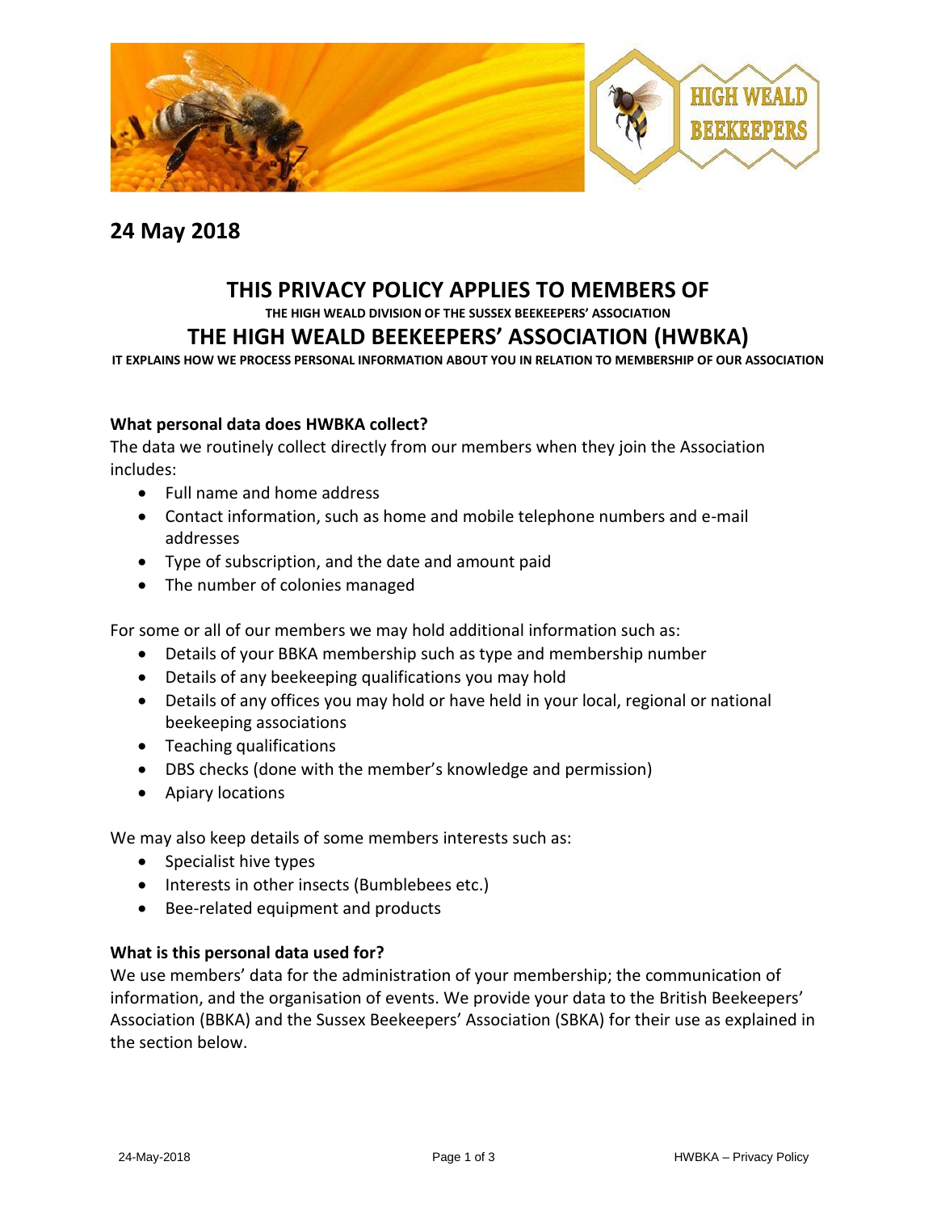# 24 May 2018

## THIS PRIVACY POLICY APPLIES TO MEMBERS OF

THE HIGH WEALD DIVISION OF THE SUSSEX BEEKEEPERS' ASSOCIATION

## THE HIGH WEALD BEEKEEPERS' ASSOCIATION (HWBKA)

IT EXPLAINS HOW WE PROCESS PERSONAL INFORMATION ABOUT YOU IN RELATION TO MEMBERSHIP OF OUR ASSOCIATION

### What personal data does HWBKA collect?

The data we routinely collect directly from our members when they join the Association includes:

- Full name and home address
- Contact information, such as home and mobile telephone numbers and e-mail addresses
- Type of subscription, and the date and amount paid
- The number of colonies managed

For some or all of our members we may hold additional information such as:

- Details of your BBKA membership such as type and membership number
- Details of any beekeeping qualifications you may hold
- Details of any offices you may hold or have held in your local, regional or national beekeeping associations
- Teaching qualifications
- DBS checks (done with the member's knowledge and permission)
- Apiary locations

We may also keep details of some members interests such as:

- Specialist hive types
- Interests in other insects (Bumblebees etc.)
- Bee-related equipment and products

### What is this personal data used for?

We use members' data for the administration of your membership; the communication of information, and the organisation of events. We provide your data to the British Beekeepers' Association (BBKA) and the Sussex Beekeepers' Association (SBKA) for their use as explained in the section below.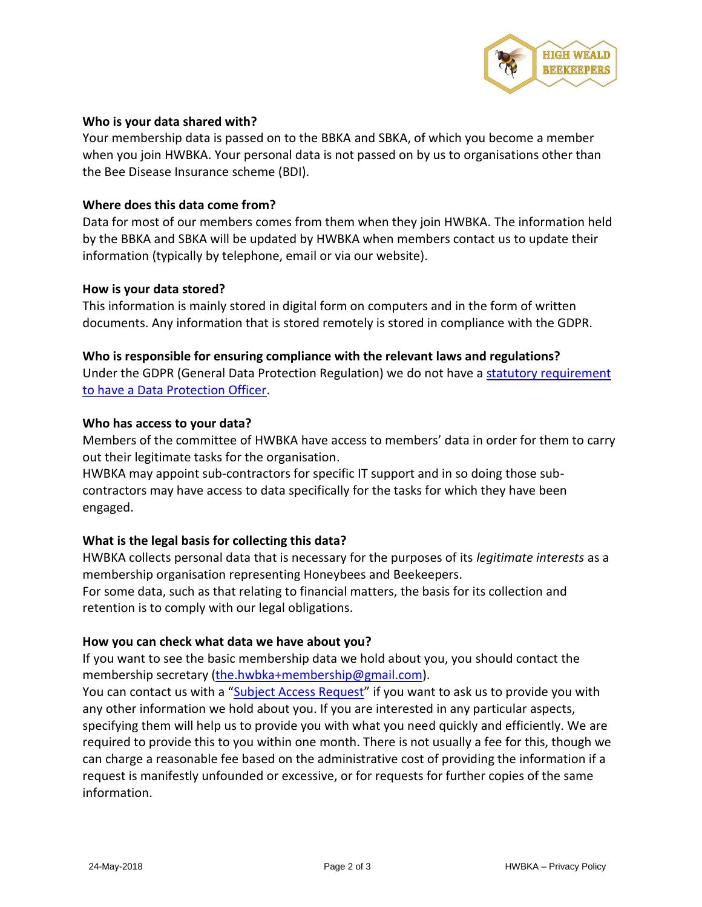**Who is your data shared with?**

Your membership data is passed on to the BBKA and SBKA, of which you become a member when you join HWBKA. Your personal data is not passed on by us to organisations other than the Bee Disease Insurance scheme (BDI).

**Where does this data come from?**

Data for most of our members comes from them when they join HWBKA. The information held by the BBKA and SBKA will be updated by HWBKA when members contact us to update their information (typically by telephone, email or via our website).

**How is your data stored?**

This information is mainly stored in digital form on computers and in the form of written documents. Any information that is stored remotely is stored in compliance with the GDPR.

**Who is responsible for ensuring compliance with the relevant laws and regulations?**

Under the GDPR (General Data Protection Regulation) we do not have a statutory requirement to have a Data Protection Officer.

**Who has access to your data?**

Members of the committee of HWBKA have access to members' data in order for them to carry out their legitimate tasks for the organisation.

HWBKA may appoint sub-contractors for specific IT support and in so doing those sub-contractors may have access to data specifically for the tasks for which they have been engaged.

**What is the legal basis for collecting this data?**

HWBKA collects personal data that is necessary for the purposes of its *legitimate interests* as a membership organisation representing Honeybees and Beekeepers.

For some data, such as that relating to financial matters, the basis for its collection and retention is to comply with our legal obligations.

**How you can check what data we have about you?**

If you want to see the basic membership data we hold about you, you should contact the membership secretary (the.hwbka+membership@gmail.com).

You can contact us with a "Subject Access Request" if you want to ask us to provide you with any other information we hold about you. If you are interested in any particular aspects, specifying them will help us to provide you with what you need quickly and efficiently. We are required to provide this to you within one month. There is not usually a fee for this, though we can charge a reasonable fee based on the administrative cost of providing the information if a request is manifestly unfounded or excessive, or for requests for further copies of the same information.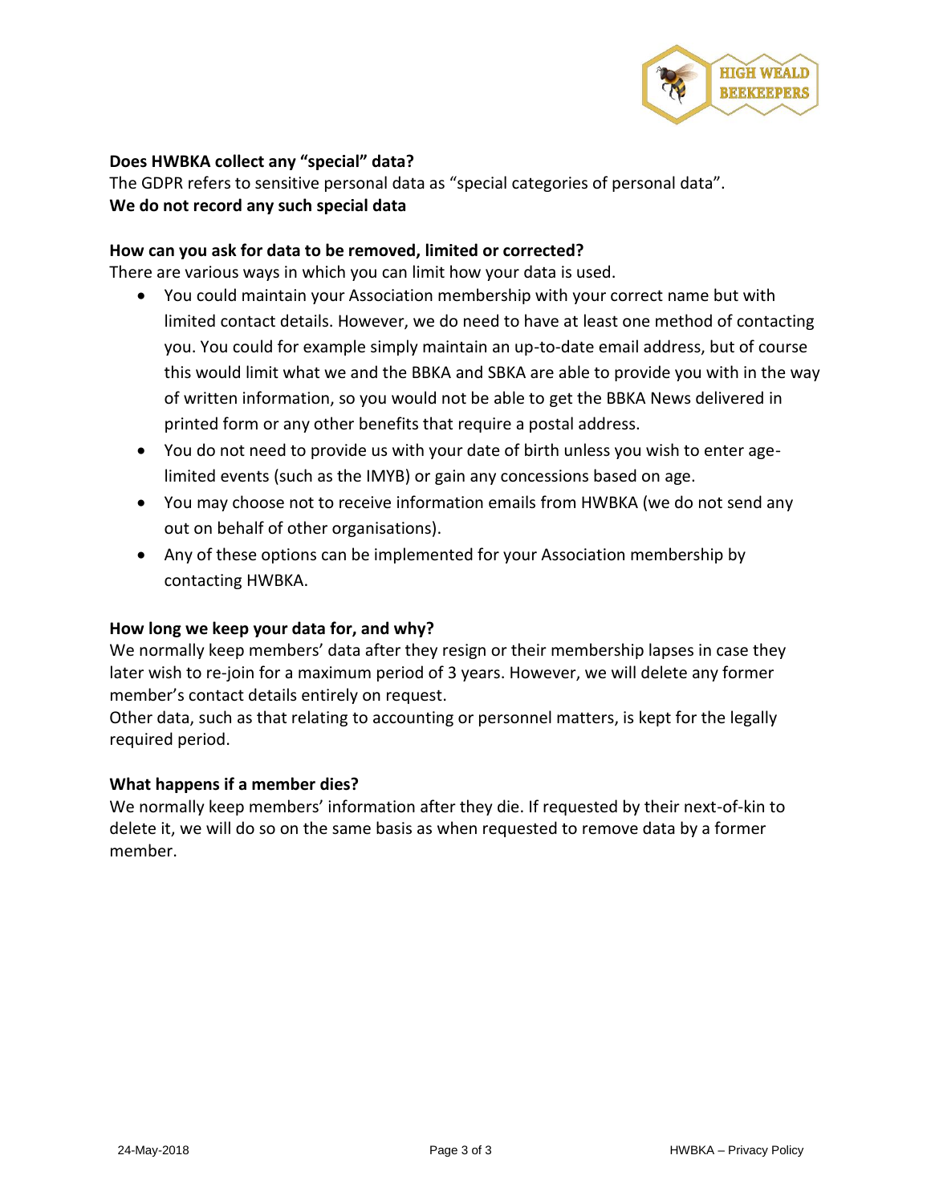**Does HWBKA collect any "special" data?**

The GDPR refers to sensitive personal data as "special categories of personal data".

**We do not record any such special data**

**How can you ask for data to be removed, limited or corrected?**

There are various ways in which you can limit how your data is used.

- You could maintain your Association membership with your correct name but with limited contact details. However, we do need to have at least one method of contacting you. You could for example simply maintain an up-to-date email address, but of course this would limit what we and the BBKA and SBKA are able to provide you with in the way of written information, so you would not be able to get the BBKA News delivered in printed form or any other benefits that require a postal address.
- You do not need to provide us with your date of birth unless you wish to enter age-limited events (such as the IMYB) or gain any concessions based on age.
- You may choose not to receive information emails from HWBKA (we do not send any out on behalf of other organisations).
- Any of these options can be implemented for your Association membership by contacting HWBKA.

**How long we keep your data for, and why?**

We normally keep members' data after they resign or their membership lapses in case they later wish to re-join for a maximum period of 3 years. However, we will delete any former member's contact details entirely on request.

Other data, such as that relating to accounting or personnel matters, is kept for the legally required period.

**What happens if a member dies?**

We normally keep members' information after they die. If requested by their next-of-kin to delete it, we will do so on the same basis as when requested to remove data by a former member.